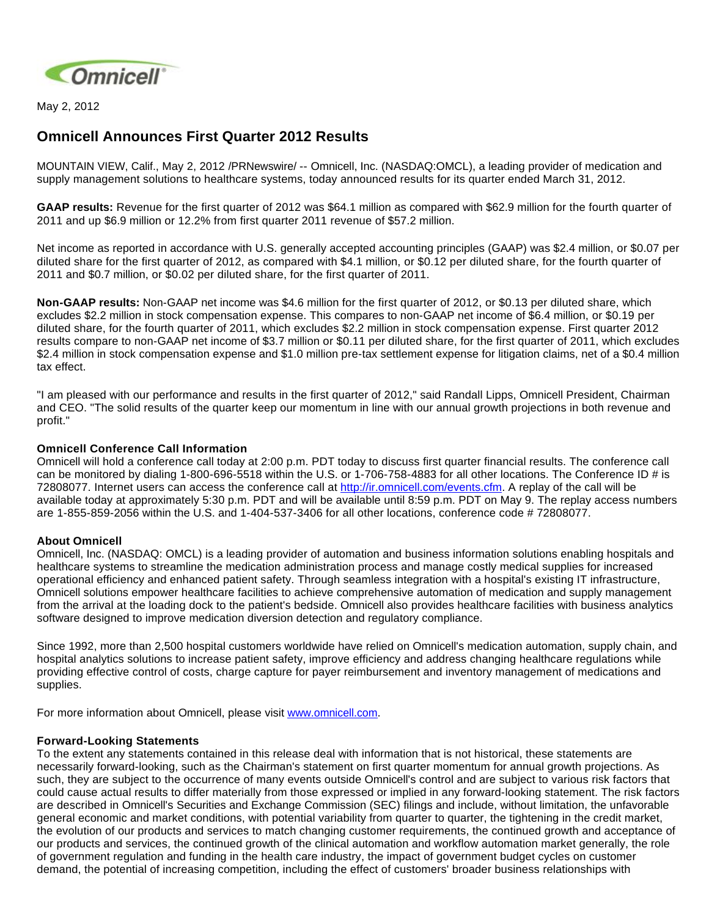May 2, 2012

# Omnicell Announces First Quarter 2012 Results

MOUNTAIN VIEW, Calif., May 2, 2012 /PRNewswire/ -- Omnicell, Inc. (NASDAQ:OMCL), a leading provider of medication and supply management solutions to healthcare systems, today announced results for its quarter ended March 31, 2012.

**GAAP results:** Revenue for the first quarter of 2012 was $64.1 million as compared with $62.9 million for the fourth quarter of 2011 and up $6.9 million or 12.2% from first quarter 2011 revenue of $57.2 million.

Net income as reported in accordance with U.S. generally accepted accounting principles (GAAP) was $2.4 million, or $0.07 per diluted share for the first quarter of 2012, as compared with $4.1 million, or $0.12 per diluted share, for the fourth quarter of 2011 and $0.7 million, or $0.02 per diluted share, for the first quarter of 2011.

**Non-GAAP results:** Non-GAAP net income was $4.6 million for the first quarter of 2012, or $0.13 per diluted share, which excludes $2.2 million in stock compensation expense. This compares to non-GAAP net income of $6.4 million, or $0.19 per diluted share, for the fourth quarter of 2011, which excludes $2.2 million in stock compensation expense. First quarter 2012 results compare to non-GAAP net income of $3.7 million or $0.11 per diluted share, for the first quarter of 2011, which excludes $2.4 million in stock compensation expense and $1.0 million pre-tax settlement expense for litigation claims, net of a $0.4 million tax effect.

"I am pleased with our performance and results in the first quarter of 2012," said Randall Lipps, Omnicell President, Chairman and CEO. "The solid results of the quarter keep our momentum in line with our annual growth projections in both revenue and profit."

### Omnicell Conference Call Information

Omnicell will hold a conference call today at 2:00 p.m. PDT today to discuss first quarter financial results. The conference call can be monitored by dialing 1-800-696-5518 within the U.S. or 1-706-758-4883 for all other locations. The Conference ID # is 72808077. Internet users can access the conference call at http://ir.omnicell.com/events.cfm. A replay of the call will be available today at approximately 5:30 p.m. PDT and will be available until 8:59 p.m. PDT on May 9. The replay access numbers are 1-855-859-2056 within the U.S. and 1-404-537-3406 for all other locations, conference code # 72808077.

### About Omnicell

Omnicell, Inc. (NASDAQ: OMCL) is a leading provider of automation and business information solutions enabling hospitals and healthcare systems to streamline the medication administration process and manage costly medical supplies for increased operational efficiency and enhanced patient safety. Through seamless integration with a hospital's existing IT infrastructure, Omnicell solutions empower healthcare facilities to achieve comprehensive automation of medication and supply management from the arrival at the loading dock to the patient's bedside. Omnicell also provides healthcare facilities with business analytics software designed to improve medication diversion detection and regulatory compliance.

Since 1992, more than 2,500 hospital customers worldwide have relied on Omnicell's medication automation, supply chain, and hospital analytics solutions to increase patient safety, improve efficiency and address changing healthcare regulations while providing effective control of costs, charge capture for payer reimbursement and inventory management of medications and supplies.

For more information about Omnicell, please visit www.omnicell.com.

### Forward-Looking Statements

To the extent any statements contained in this release deal with information that is not historical, these statements are necessarily forward-looking, such as the Chairman's statement on first quarter momentum for annual growth projections. As such, they are subject to the occurrence of many events outside Omnicell's control and are subject to various risk factors that could cause actual results to differ materially from those expressed or implied in any forward-looking statement. The risk factors are described in Omnicell's Securities and Exchange Commission (SEC) filings and include, without limitation, the unfavorable general economic and market conditions, with potential variability from quarter to quarter, the tightening in the credit market, the evolution of our products and services to match changing customer requirements, the continued growth and acceptance of our products and services, the continued growth of the clinical automation and workflow automation market generally, the role of government regulation and funding in the health care industry, the impact of government budget cycles on customer demand, the potential of increasing competition, including the effect of customers' broader business relationships with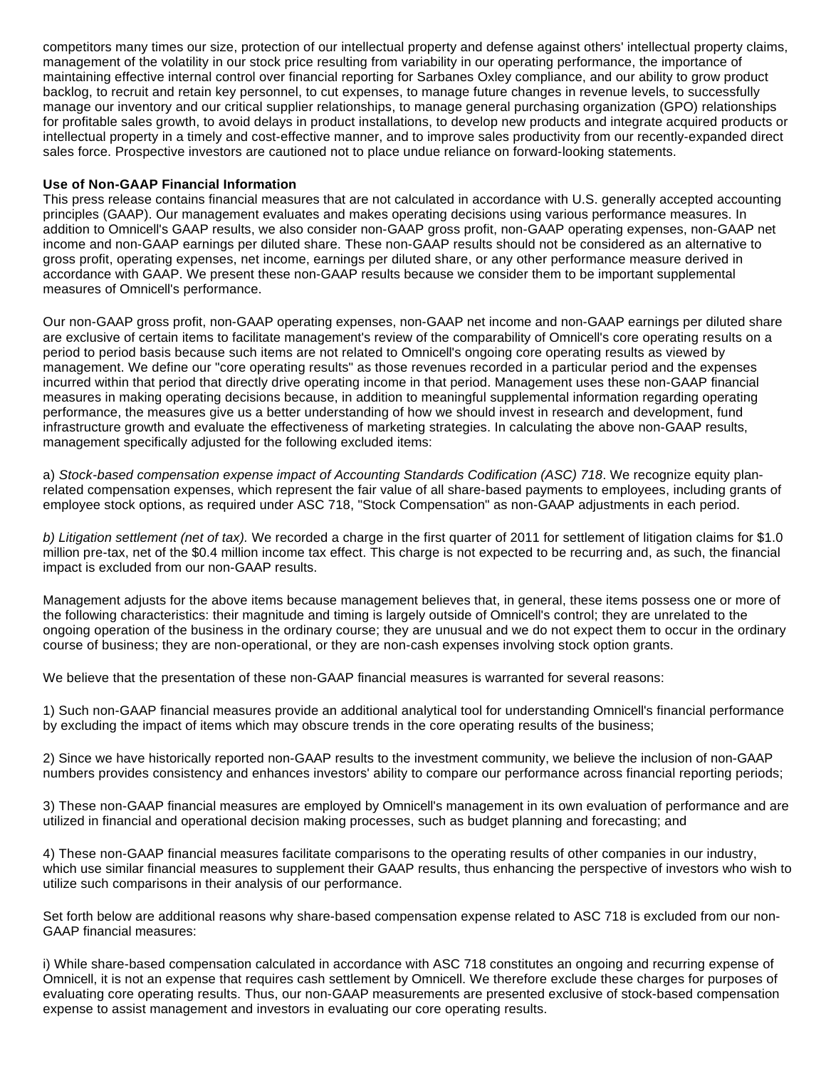competitors many times our size, protection of our intellectual property and defense against others' intellectual property claims, management of the volatility in our stock price resulting from variability in our operating performance, the importance of maintaining effective internal control over financial reporting for Sarbanes Oxley compliance, and our ability to grow product backlog, to recruit and retain key personnel, to cut expenses, to manage future changes in revenue levels, to successfully manage our inventory and our critical supplier relationships, to manage general purchasing organization (GPO) relationships for profitable sales growth, to avoid delays in product installations, to develop new products and integrate acquired products or intellectual property in a timely and cost-effective manner, and to improve sales productivity from our recently-expanded direct sales force. Prospective investors are cautioned not to place undue reliance on forward-looking statements.

**Use of Non-GAAP Financial Information**

This press release contains financial measures that are not calculated in accordance with U.S. generally accepted accounting principles (GAAP). Our management evaluates and makes operating decisions using various performance measures. In addition to Omnicell's GAAP results, we also consider non-GAAP gross profit, non-GAAP operating expenses, non-GAAP net income and non-GAAP earnings per diluted share. These non-GAAP results should not be considered as an alternative to gross profit, operating expenses, net income, earnings per diluted share, or any other performance measure derived in accordance with GAAP. We present these non-GAAP results because we consider them to be important supplemental measures of Omnicell's performance.

Our non-GAAP gross profit, non-GAAP operating expenses, non-GAAP net income and non-GAAP earnings per diluted share are exclusive of certain items to facilitate management's review of the comparability of Omnicell's core operating results on a period to period basis because such items are not related to Omnicell's ongoing core operating results as viewed by management. We define our "core operating results" as those revenues recorded in a particular period and the expenses incurred within that period that directly drive operating income in that period. Management uses these non-GAAP financial measures in making operating decisions because, in addition to meaningful supplemental information regarding operating performance, the measures give us a better understanding of how we should invest in research and development, fund infrastructure growth and evaluate the effectiveness of marketing strategies. In calculating the above non-GAAP results, management specifically adjusted for the following excluded items:

a) *Stock-based compensation expense impact of Accounting Standards Codification (ASC) 718*. We recognize equity plan-related compensation expenses, which represent the fair value of all share-based payments to employees, including grants of employee stock options, as required under ASC 718, "Stock Compensation" as non-GAAP adjustments in each period.

*b) Litigation settlement (net of tax).* We recorded a charge in the first quarter of 2011 for settlement of litigation claims for $1.0 million pre-tax, net of the $0.4 million income tax effect. This charge is not expected to be recurring and, as such, the financial impact is excluded from our non-GAAP results.

Management adjusts for the above items because management believes that, in general, these items possess one or more of the following characteristics: their magnitude and timing is largely outside of Omnicell's control; they are unrelated to the ongoing operation of the business in the ordinary course; they are unusual and we do not expect them to occur in the ordinary course of business; they are non-operational, or they are non-cash expenses involving stock option grants.

We believe that the presentation of these non-GAAP financial measures is warranted for several reasons:

1) Such non-GAAP financial measures provide an additional analytical tool for understanding Omnicell's financial performance by excluding the impact of items which may obscure trends in the core operating results of the business;

2) Since we have historically reported non-GAAP results to the investment community, we believe the inclusion of non-GAAP numbers provides consistency and enhances investors' ability to compare our performance across financial reporting periods;

3) These non-GAAP financial measures are employed by Omnicell's management in its own evaluation of performance and are utilized in financial and operational decision making processes, such as budget planning and forecasting; and

4) These non-GAAP financial measures facilitate comparisons to the operating results of other companies in our industry, which use similar financial measures to supplement their GAAP results, thus enhancing the perspective of investors who wish to utilize such comparisons in their analysis of our performance.

Set forth below are additional reasons why share-based compensation expense related to ASC 718 is excluded from our non-GAAP financial measures:

i) While share-based compensation calculated in accordance with ASC 718 constitutes an ongoing and recurring expense of Omnicell, it is not an expense that requires cash settlement by Omnicell. We therefore exclude these charges for purposes of evaluating core operating results. Thus, our non-GAAP measurements are presented exclusive of stock-based compensation expense to assist management and investors in evaluating our core operating results.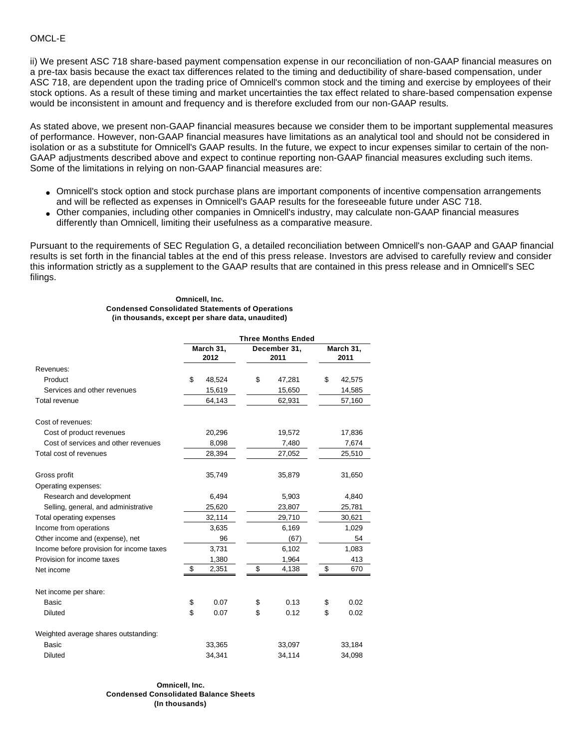ii) We present ASC 718 share-based payment compensation expense in our reconciliation of non-GAAP financial measures on a pre-tax basis because the exact tax differences related to the timing and deductibility of share-based compensation, under ASC 718, are dependent upon the trading price of Omnicell's common stock and the timing and exercise by employees of their stock options. As a result of these timing and market uncertainties the tax effect related to share-based compensation expense would be inconsistent in amount and frequency and is therefore excluded from our non-GAAP results.

As stated above, we present non-GAAP financial measures because we consider them to be important supplemental measures of performance. However, non-GAAP financial measures have limitations as an analytical tool and should not be considered in isolation or as a substitute for Omnicell's GAAP results. In the future, we expect to incur expenses similar to certain of the non-GAAP adjustments described above and expect to continue reporting non-GAAP financial measures excluding such items. Some of the limitations in relying on non-GAAP financial measures are:

- Omnicell's stock option and stock purchase plans are important components of incentive compensation arrangements and will be reflected as expenses in Omnicell's GAAP results for the foreseeable future under ASC 718.
- Other companies, including other companies in Omnicell's industry, may calculate non-GAAP financial measures differently than Omnicell, limiting their usefulness as a comparative measure.

Pursuant to the requirements of SEC Regulation G, a detailed reconciliation between Omnicell's non-GAAP and GAAP financial results is set forth in the financial tables at the end of this press release. Investors are advised to carefully review and consider this information strictly as a supplement to the GAAP results that are contained in this press release and in Omnicell's SEC filings.

**Omnicell, Inc.**
**Condensed Consolidated Statements of Operations**
**(in thousands, except per share data, unaudited)**

| | Three Months Ended | | |
|---|---|---|---|
| | March 31, 2012 | December 31, 2011 | March 31, 2011 |
| Revenues: | | | |
| Product | $ 48,524 | $ 47,281 | $ 42,575 |
| Services and other revenues | 15,619 | 15,650 | 14,585 |
| Total revenue | 64,143 | 62,931 | 57,160 |
| Cost of revenues: | | | |
| Cost of product revenues | 20,296 | 19,572 | 17,836 |
| Cost of services and other revenues | 8,098 | 7,480 | 7,674 |
| Total cost of revenues | 28,394 | 27,052 | 25,510 |
| Gross profit | 35,749 | 35,879 | 31,650 |
| Operating expenses: | | | |
| Research and development | 6,494 | 5,903 | 4,840 |
| Selling, general, and administrative | 25,620 | 23,807 | 25,781 |
| Total operating expenses | 32,114 | 29,710 | 30,621 |
| Income from operations | 3,635 | 6,169 | 1,029 |
| Other income and (expense), net | 96 | (67) | 54 |
| Income before provision for income taxes | 3,731 | 6,102 | 1,083 |
| Provision for income taxes | 1,380 | 1,964 | 413 |
| Net income | $ 2,351 | $ 4,138 | $ 670 |
| Net income per share: | | | |
| Basic | $ 0.07 | $ 0.13 | $ 0.02 |
| Diluted | $ 0.07 | $ 0.12 | $ 0.02 |
| Weighted average shares outstanding: | | | |
| Basic | 33,365 | 33,097 | 33,184 |
| Diluted | 34,341 | 34,114 | 34,098 |

**Omnicell, Inc.**
**Condensed Consolidated Balance Sheets**
**(In thousands)**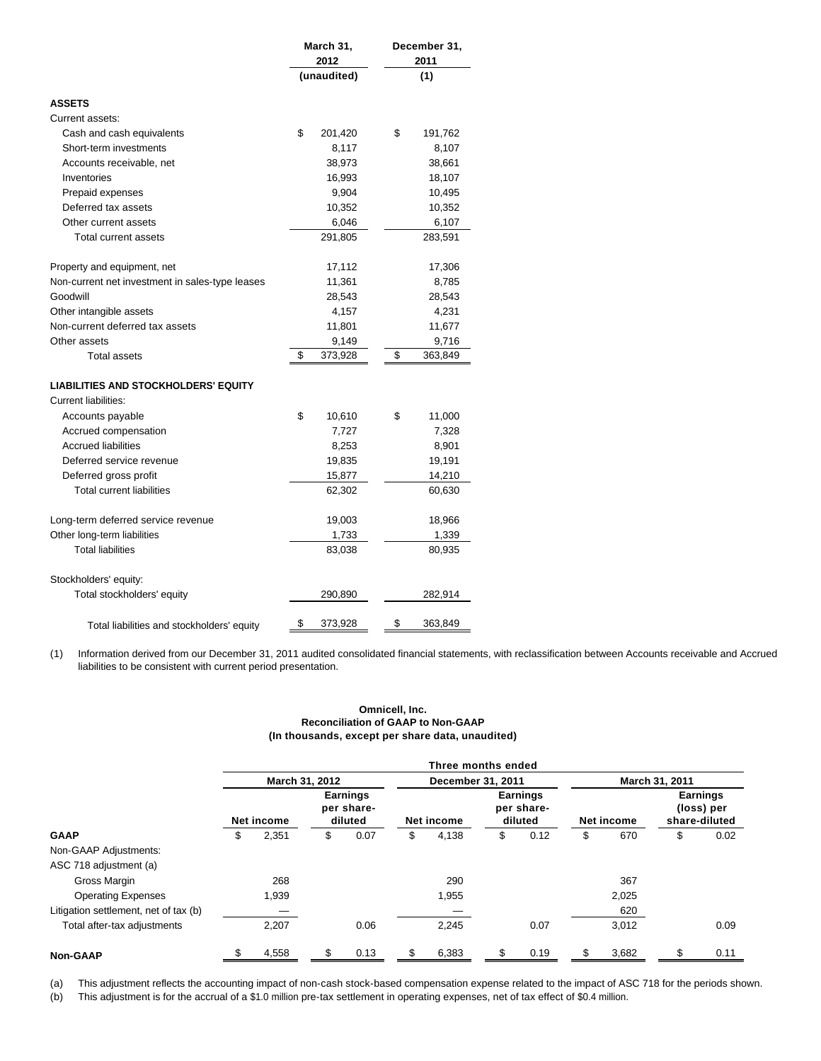| | March 31, 2012 | December 31, 2011 |
|---|---|---|
| | (unaudited) | (1) |
| **ASSETS** | | |
| Current assets: | | |
| Cash and cash equivalents | $ 201,420 | $ 191,762 |
| Short-term investments | 8,117 | 8,107 |
| Accounts receivable, net | 38,973 | 38,661 |
| Inventories | 16,993 | 18,107 |
| Prepaid expenses | 9,904 | 10,495 |
| Deferred tax assets | 10,352 | 10,352 |
| Other current assets | 6,046 | 6,107 |
| Total current assets | 291,805 | 283,591 |
| | | |
| Property and equipment, net | 17,112 | 17,306 |
| Non-current net investment in sales-type leases | 11,361 | 8,785 |
| Goodwill | 28,543 | 28,543 |
| Other intangible assets | 4,157 | 4,231 |
| Non-current deferred tax assets | 11,801 | 11,677 |
| Other assets | 9,149 | 9,716 |
| Total assets | $ 373,928 | $ 363,849 |
| | | |
| **LIABILITIES AND STOCKHOLDERS' EQUITY** | | |
| Current liabilities: | | |
| Accounts payable | $ 10,610 | $ 11,000 |
| Accrued compensation | 7,727 | 7,328 |
| Accrued liabilities | 8,253 | 8,901 |
| Deferred service revenue | 19,835 | 19,191 |
| Deferred gross profit | 15,877 | 14,210 |
| Total current liabilities | 62,302 | 60,630 |
| | | |
| Long-term deferred service revenue | 19,003 | 18,966 |
| Other long-term liabilities | 1,733 | 1,339 |
| Total liabilities | 83,038 | 80,935 |
| | | |
| Stockholders' equity: | | |
| Total stockholders' equity | 290,890 | 282,914 |
| | | |
| Total liabilities and stockholders' equity | $ 373,928 | $ 363,849 |

(1) Information derived from our December 31, 2011 audited consolidated financial statements, with reclassification between Accounts receivable and Accrued liabilities to be consistent with current period presentation.

**Omnicell, Inc.**
**Reconciliation of GAAP to Non-GAAP**
**(In thousands, except per share data, unaudited)**

| | Three months ended | | | | | |
|---|---|---|---|---|---|---|
| | March 31, 2012 | | December 31, 2011 | | March 31, 2011 | |
| | Net income | Earnings per share-diluted | Net income | Earnings per share-diluted | Net income | Earnings (loss) per share-diluted |
| **GAAP** | $ 2,351 | $ 0.07 | $ 4,138 | $ 0.12 | $ 670 | $ 0.02 |
| Non-GAAP Adjustments: | | | | | | |
| ASC 718 adjustment (a) | | | | | | |
| Gross Margin | 268 | | 290 | | 367 | |
| Operating Expenses | 1,939 | | 1,955 | | 2,025 | |
| Litigation settlement, net of tax (b) | — | | — | | 620 | |
| Total after-tax adjustments | 2,207 | 0.06 | 2,245 | 0.07 | 3,012 | 0.09 |
| **Non-GAAP** | $ 4,558 | $ 0.13 | $ 6,383 | $ 0.19 | $ 3,682 | $ 0.11 |

(a) This adjustment reflects the accounting impact of non-cash stock-based compensation expense related to the impact of ASC 718 for the periods shown.
(b) This adjustment is for the accrual of a $1.0 million pre-tax settlement in operating expenses, net of tax effect of $0.4 million.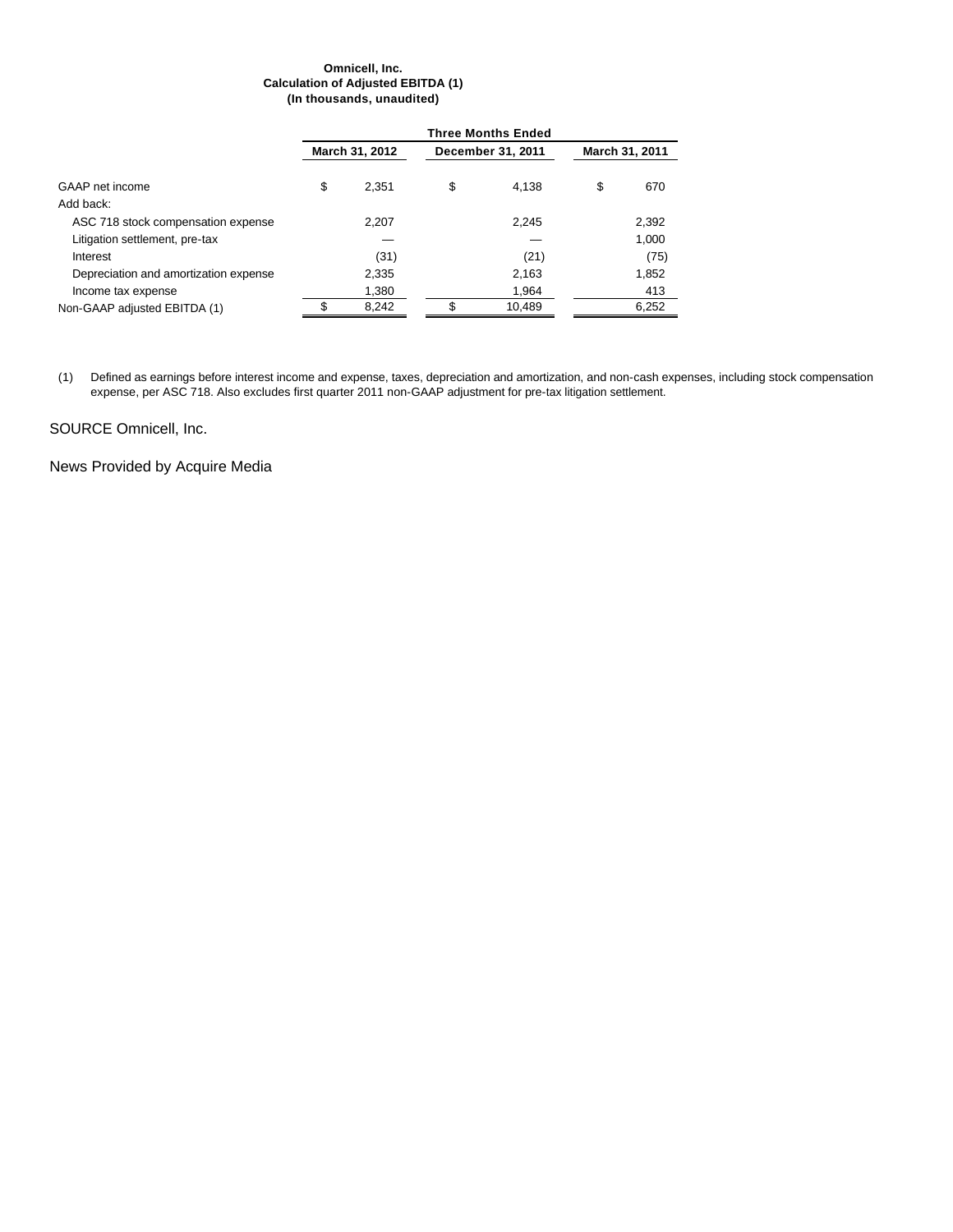**Omnicell, Inc.**
**Calculation of Adjusted EBITDA (1)**
**(In thousands, unaudited)**

| | Three Months Ended | | |
|---|---|---|---|
| | March 31, 2012 | December 31, 2011 | March 31, 2011 |
| GAAP net income | $ 2,351 | $ 4,138 | $ 670 |
| Add back: | | | |
| ASC 718 stock compensation expense | 2,207 | 2,245 | 2,392 |
| Litigation settlement, pre-tax | — | — | 1,000 |
| Interest | (31) | (21) | (75) |
| Depreciation and amortization expense | 2,335 | 2,163 | 1,852 |
| Income tax expense | 1,380 | 1,964 | 413 |
| Non-GAAP adjusted EBITDA (1) | $ 8,242 | $ 10,489 | 6,252 |

(1) Defined as earnings before interest income and expense, taxes, depreciation and amortization, and non-cash expenses, including stock compensation expense, per ASC 718. Also excludes first quarter 2011 non-GAAP adjustment for pre-tax litigation settlement.

SOURCE Omnicell, Inc.

News Provided by Acquire Media